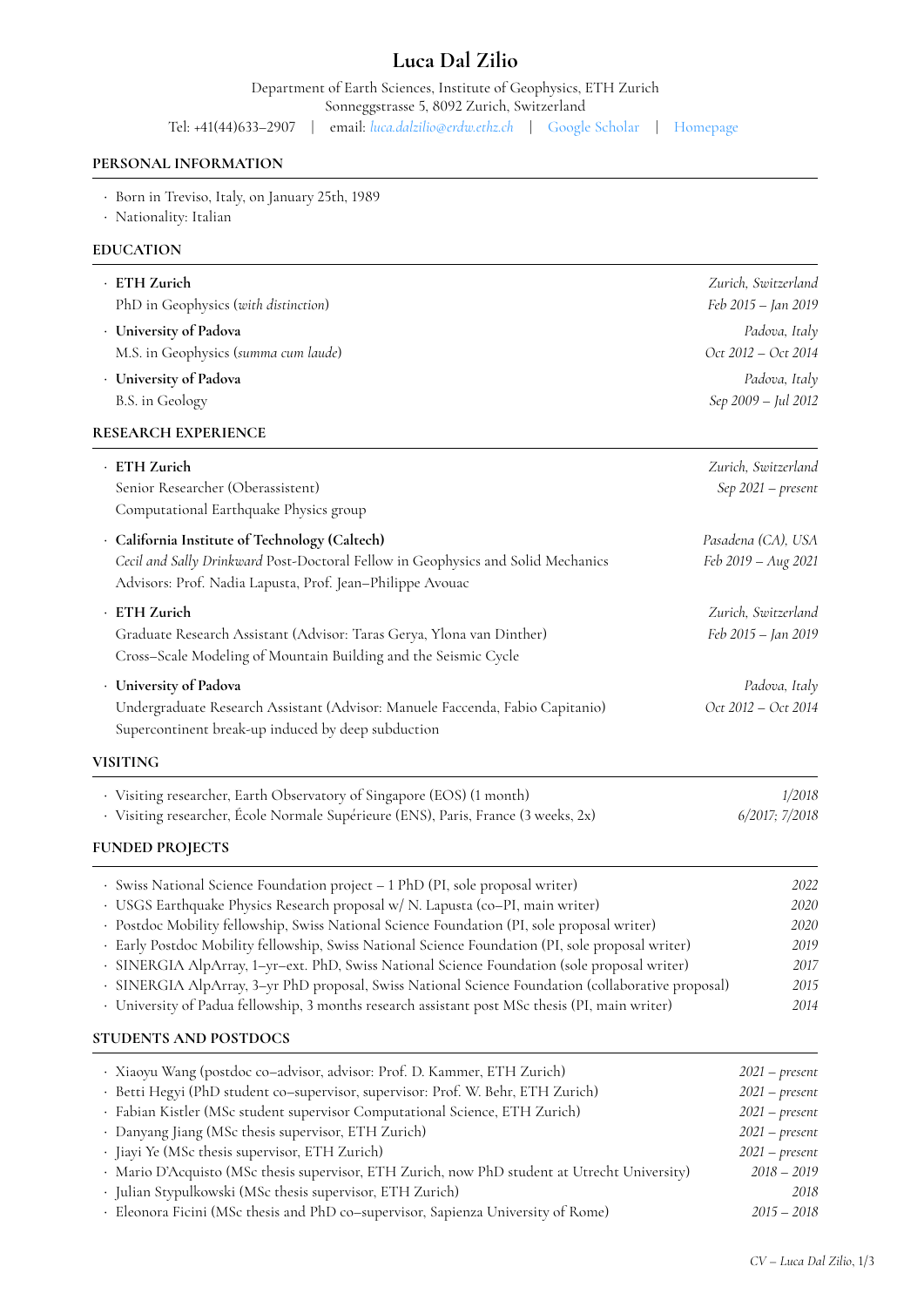# Luca Dal Zilio

Department of Earth Sciences, Institute of Geophysics, ETH Zurich
Sonneggstrasse 5, 8092 Zurich, Switzerland
Tel: +41(44)633–2907 | email: *luca.dalzilio@erdw.ethz.ch* | Google Scholar | Homepage

## PERSONAL INFORMATION

- Born in Treviso, Italy, on January 25th, 1989
- Nationality: Italian

## EDUCATION

- **ETH Zurich** — *Zurich, Switzerland*
  PhD in Geophysics (*with distinction*) — *Feb 2015 – Jan 2019*
- **University of Padova** — *Padova, Italy*
  M.S. in Geophysics (*summa cum laude*) — *Oct 2012 – Oct 2014*
- **University of Padova** — *Padova, Italy*
  B.S. in Geology — *Sep 2009 – Jul 2012*

## RESEARCH EXPERIENCE

- **ETH Zurich** — *Zurich, Switzerland*
  Senior Researcher (Oberassistent) — *Sep 2021 – present*
  Computational Earthquake Physics group
- **California Institute of Technology (Caltech)** — *Pasadena (CA), USA*
  *Cecil and Sally Drinkward* Post-Doctoral Fellow in Geophysics and Solid Mechanics — *Feb 2019 – Aug 2021*
  Advisors: Prof. Nadia Lapusta, Prof. Jean–Philippe Avouac
- **ETH Zurich** — *Zurich, Switzerland*
  Graduate Research Assistant (Advisor: Taras Gerya, Ylona van Dinther) — *Feb 2015 – Jan 2019*
  Cross–Scale Modeling of Mountain Building and the Seismic Cycle
- **University of Padova** — *Padova, Italy*
  Undergraduate Research Assistant (Advisor: Manuele Faccenda, Fabio Capitanio) — *Oct 2012 – Oct 2014*
  Supercontinent break-up induced by deep subduction

## VISITING

- Visiting researcher, Earth Observatory of Singapore (EOS) (1 month) — *1/2018*
- Visiting researcher, École Normale Supérieure (ENS), Paris, France (3 weeks, 2x) — *6/2017; 7/2018*

## FUNDED PROJECTS

- Swiss National Science Foundation project – 1 PhD (PI, sole proposal writer) — *2022*
- USGS Earthquake Physics Research proposal w/ N. Lapusta (co–PI, main writer) — *2020*
- Postdoc Mobility fellowship, Swiss National Science Foundation (PI, sole proposal writer) — *2020*
- Early Postdoc Mobility fellowship, Swiss National Science Foundation (PI, sole proposal writer) — *2019*
- SINERGIA AlpArray, 1–yr–ext. PhD, Swiss National Science Foundation (sole proposal writer) — *2017*
- SINERGIA AlpArray, 3–yr PhD proposal, Swiss National Science Foundation (collaborative proposal) — *2015*
- University of Padua fellowship, 3 months research assistant post MSc thesis (PI, main writer) — *2014*

## STUDENTS AND POSTDOCS

- Xiaoyu Wang (postdoc co–advisor, advisor: Prof. D. Kammer, ETH Zurich) — *2021 – present*
- Betti Hegyi (PhD student co–supervisor, supervisor: Prof. W. Behr, ETH Zurich) — *2021 – present*
- Fabian Kistler (MSc student supervisor Computational Science, ETH Zurich) — *2021 – present*
- Danyang Jiang (MSc thesis supervisor, ETH Zurich) — *2021 – present*
- Jiayi Ye (MSc thesis supervisor, ETH Zurich) — *2021 – present*
- Mario D'Acquisto (MSc thesis supervisor, ETH Zurich, now PhD student at Utrecht University) — *2018 – 2019*
- Julian Stypulkowski (MSc thesis supervisor, ETH Zurich) — *2018*
- Eleonora Ficini (MSc thesis and PhD co–supervisor, Sapienza University of Rome) — *2015 – 2018*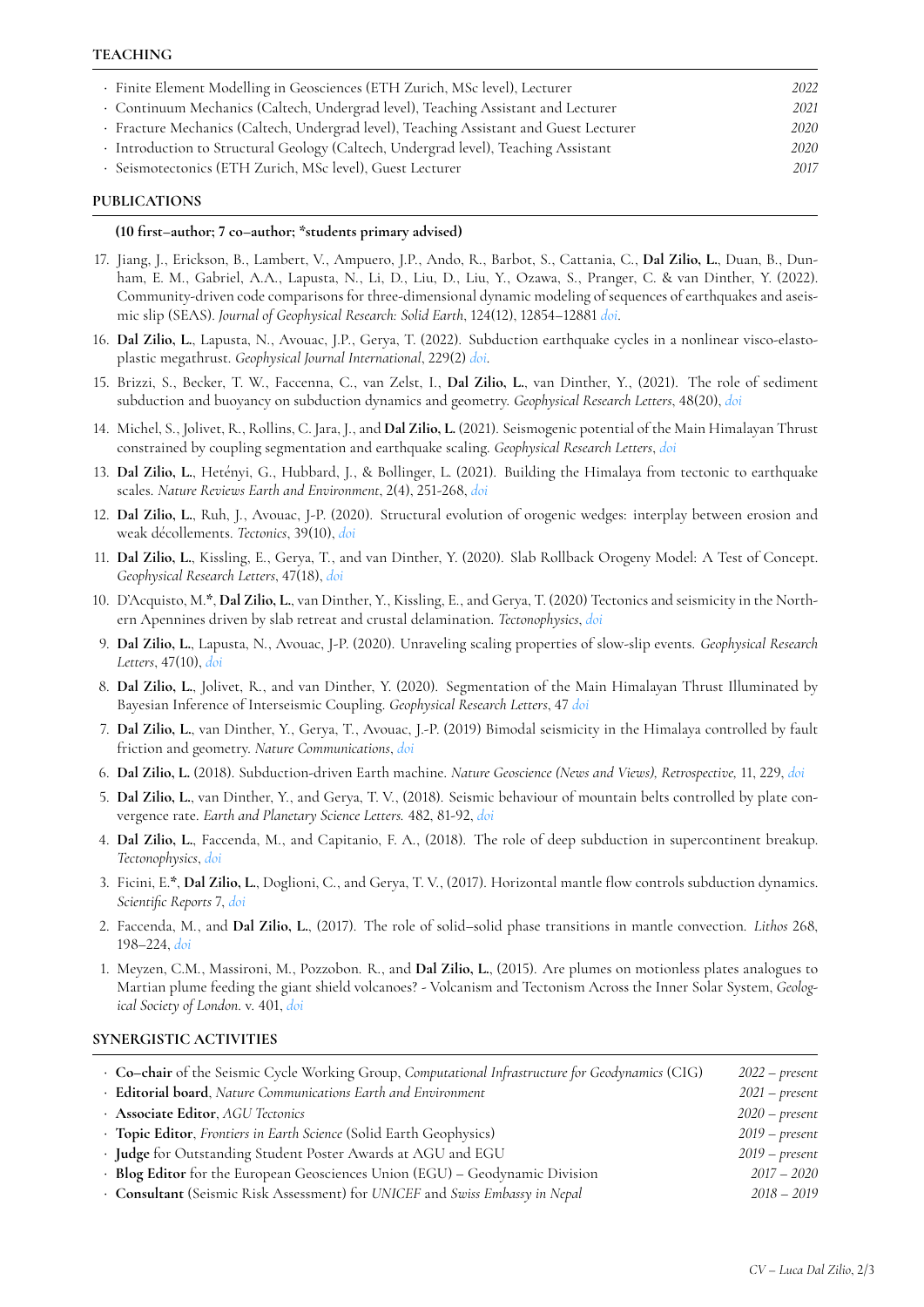## TEACHING

- Finite Element Modelling in Geosciences (ETH Zurich, MSc level), Lecturer *2022*
- Continuum Mechanics (Caltech, Undergrad level), Teaching Assistant and Lecturer *2021*
- Fracture Mechanics (Caltech, Undergrad level), Teaching Assistant and Guest Lecturer *2020*
- Introduction to Structural Geology (Caltech, Undergrad level), Teaching Assistant *2020*
- Seismotectonics (ETH Zurich, MSc level), Guest Lecturer *2017*

## PUBLICATIONS

**(10 first–author; 7 co–author; *students primary advised)**

17. Jiang, J., Erickson, B., Lambert, V., Ampuero, J.P., Ando, R., Barbot, S., Cattania, C., **Dal Zilio, L.**, Duan, B., Dunham, E. M., Gabriel, A.A., Lapusta, N., Li, D., Liu, D., Liu, Y., Ozawa, S., Pranger, C. & van Dinther, Y. (2022). Community-driven code comparisons for three-dimensional dynamic modeling of sequences of earthquakes and aseismic slip (SEAS). *Journal of Geophysical Research: Solid Earth*, 124(12), 12854–12881 *doi*.
16. **Dal Zilio, L.**, Lapusta, N., Avouac, J.P., Gerya, T. (2022). Subduction earthquake cycles in a nonlinear visco-elasto-plastic megathrust. *Geophysical Journal International*, 229(2) *doi*.
15. Brizzi, S., Becker, T. W., Faccenna, C., van Zelst, I., **Dal Zilio, L.**, van Dinther, Y., (2021). The role of sediment subduction and buoyancy on subduction dynamics and geometry. *Geophysical Research Letters*, 48(20), *doi*
14. Michel, S., Jolivet, R., Rollins, C. Jara, J., and **Dal Zilio, L.** (2021). Seismogenic potential of the Main Himalayan Thrust constrained by coupling segmentation and earthquake scaling. *Geophysical Research Letters*, *doi*
13. **Dal Zilio, L.**, Hetényi, G., Hubbard, J., & Bollinger, L. (2021). Building the Himalaya from tectonic to earthquake scales. *Nature Reviews Earth and Environment*, 2(4), 251-268, *doi*
12. **Dal Zilio, L.**, Ruh, J., Avouac, J-P. (2020). Structural evolution of orogenic wedges: interplay between erosion and weak décollements. *Tectonics*, 39(10), *doi*
11. **Dal Zilio, L.**, Kissling, E., Gerya, T., and van Dinther, Y. (2020). Slab Rollback Orogeny Model: A Test of Concept. *Geophysical Research Letters*, 47(18), *doi*
10. D'Acquisto, M.*, **Dal Zilio, L.**, van Dinther, Y., Kissling, E., and Gerya, T. (2020) Tectonics and seismicity in the Northern Apennines driven by slab retreat and crustal delamination. *Tectonophysics*, *doi*
9. **Dal Zilio, L.**, Lapusta, N., Avouac, J-P. (2020). Unraveling scaling properties of slow-slip events. *Geophysical Research Letters*, 47(10), *doi*
8. **Dal Zilio, L.**, Jolivet, R., and van Dinther, Y. (2020). Segmentation of the Main Himalayan Thrust Illuminated by Bayesian Inference of Interseismic Coupling. *Geophysical Research Letters*, 47 *doi*
7. **Dal Zilio, L.**, van Dinther, Y., Gerya, T., Avouac, J.-P. (2019) Bimodal seismicity in the Himalaya controlled by fault friction and geometry. *Nature Communications*, *doi*
6. **Dal Zilio, L.** (2018). Subduction-driven Earth machine. *Nature Geoscience (News and Views), Retrospective,* 11, 229, *doi*
5. **Dal Zilio, L.**, van Dinther, Y., and Gerya, T. V., (2018). Seismic behaviour of mountain belts controlled by plate convergence rate. *Earth and Planetary Science Letters.* 482, 81-92, *doi*
4. **Dal Zilio, L.**, Faccenda, M., and Capitanio, F. A., (2018). The role of deep subduction in supercontinent breakup. *Tectonophysics*, *doi*
3. Ficini, E.*, **Dal Zilio, L.**, Doglioni, C., and Gerya, T. V., (2017). Horizontal mantle flow controls subduction dynamics. *Scientific Reports* 7, *doi*
2. Faccenda, M., and **Dal Zilio, L.**, (2017). The role of solid–solid phase transitions in mantle convection. *Lithos* 268, 198–224, *doi*
1. Meyzen, C.M., Massironi, M., Pozzobon. R., and **Dal Zilio, L.**, (2015). Are plumes on motionless plates analogues to Martian plume feeding the giant shield volcanoes? - Volcanism and Tectonism Across the Inner Solar System, *Geological Society of London*. v. 401, *doi*

## SYNERGISTIC ACTIVITIES

- **Co–chair** of the Seismic Cycle Working Group, *Computational Infrastructure for Geodynamics* (CIG) *2022 – present*
- **Editorial board**, *Nature Communications Earth and Environment* *2021 – present*
- **Associate Editor**, *AGU Tectonics* *2020 – present*
- **Topic Editor**, *Frontiers in Earth Science* (Solid Earth Geophysics) *2019 – present*
- **Judge** for Outstanding Student Poster Awards at AGU and EGU *2019 – present*
- **Blog Editor** for the European Geosciences Union (EGU) – Geodynamic Division *2017 – 2020*
- **Consultant** (Seismic Risk Assessment) for *UNICEF* and *Swiss Embassy in Nepal* *2018 – 2019*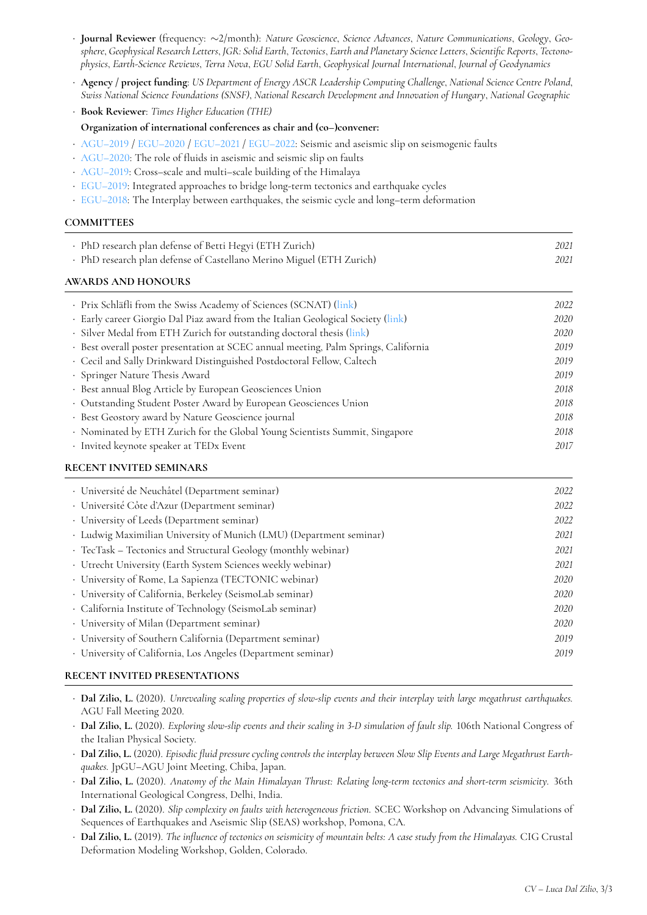- **Journal Reviewer** (frequency: ∼2/month): *Nature Geoscience*, *Science Advances*, *Nature Communications*, *Geology*, *Geosphere*, *Geophysical Research Letters*, *JGR: Solid Earth*, *Tectonics*, *Earth and Planetary Science Letters*, *Scientific Reports*, *Tectonophysics*, *Earth-Science Reviews*, *Terra Nova*, *EGU Solid Earth*, *Geophysical Journal International*, *Journal of Geodynamics*
- **Agency / project funding**: *US Department of Energy ASCR Leadership Computing Challenge*, *National Science Centre Poland*, *Swiss National Science Foundations (SNSF)*, *National Research Development and Innovation of Hungary*, *National Geographic*
- **Book Reviewer**: *Times Higher Education (THE)*

**Organization of international conferences as chair and (co–)convener:**

- AGU–2019 / EGU–2020 / EGU–2021 / EGU–2022: Seismic and aseismic slip on seismogenic faults
- AGU–2020: The role of fluids in aseismic and seismic slip on faults
- AGU–2019: Cross–scale and multi–scale building of the Himalaya
- EGU–2019: Integrated approaches to bridge long-term tectonics and earthquake cycles
- EGU–2018: The Interplay between earthquakes, the seismic cycle and long–term deformation

## COMMITTEES

- PhD research plan defense of Betti Hegyi (ETH Zurich) — *2021*
- PhD research plan defense of Castellano Merino Miguel (ETH Zurich) — *2021*

## AWARDS AND HONOURS

- Prix Schläfli from the Swiss Academy of Sciences (SCNAT) (link) — *2022*
- Early career Giorgio Dal Piaz award from the Italian Geological Society (link) — *2020*
- Silver Medal from ETH Zurich for outstanding doctoral thesis (link) — *2020*
- Best overall poster presentation at SCEC annual meeting, Palm Springs, California — *2019*
- Cecil and Sally Drinkward Distinguished Postdoctoral Fellow, Caltech — *2019*
- Springer Nature Thesis Award — *2019*
- Best annual Blog Article by European Geosciences Union — *2018*
- Outstanding Student Poster Award by European Geosciences Union — *2018*
- Best Geostory award by Nature Geoscience journal — *2018*
- Nominated by ETH Zurich for the Global Young Scientists Summit, Singapore — *2018*
- Invited keynote speaker at TEDx Event — *2017*

## RECENT INVITED SEMINARS

- Université de Neuchâtel (Department seminar) — *2022*
- Université Côte d'Azur (Department seminar) — *2022*
- University of Leeds (Department seminar) — *2022*
- Ludwig Maximilian University of Munich (LMU) (Department seminar) — *2021*
- TecTask – Tectonics and Structural Geology (monthly webinar) — *2021*
- Utrecht University (Earth System Sciences weekly webinar) — *2021*
- University of Rome, La Sapienza (TECTONIC webinar) — *2020*
- University of California, Berkeley (SeismoLab seminar) — *2020*
- California Institute of Technology (SeismoLab seminar) — *2020*
- University of Milan (Department seminar) — *2020*
- University of Southern California (Department seminar) — *2019*
- University of California, Los Angeles (Department seminar) — *2019*

## RECENT INVITED PRESENTATIONS

- **Dal Zilio, L.** (2020). *Unrevealing scaling properties of slow-slip events and their interplay with large megathrust earthquakes.* AGU Fall Meeting 2020.
- **Dal Zilio, L.** (2020). *Exploring slow-slip events and their scaling in 3-D simulation of fault slip.* 106th National Congress of the Italian Physical Society.
- **Dal Zilio, L.** (2020). *Episodic fluid pressure cycling controls the interplay between Slow Slip Events and Large Megathrust Earthquakes.* JpGU–AGU Joint Meeting, Chiba, Japan.
- **Dal Zilio, L.** (2020). *Anatomy of the Main Himalayan Thrust: Relating long-term tectonics and short-term seismicity.* 36th International Geological Congress, Delhi, India.
- **Dal Zilio, L.** (2020). *Slip complexity on faults with heterogeneous friction.* SCEC Workshop on Advancing Simulations of Sequences of Earthquakes and Aseismic Slip (SEAS) workshop, Pomona, CA.
- **Dal Zilio, L.** (2019). *The influence of tectonics on seismicity of mountain belts: A case study from the Himalayas.* CIG Crustal Deformation Modeling Workshop, Golden, Colorado.